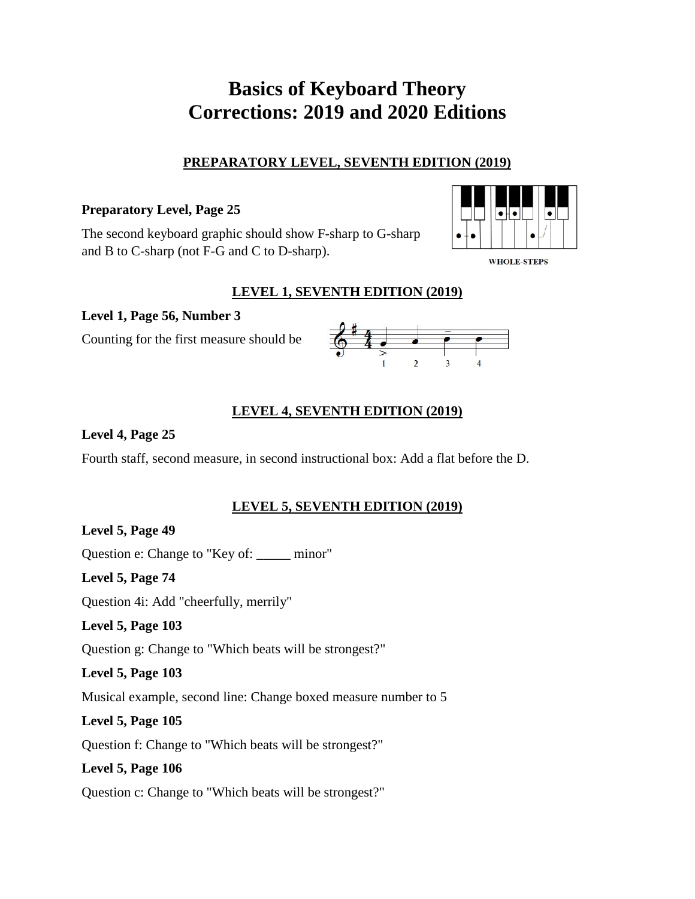# Basics of Keyboard Theory
# Corrections: 2019 and 2020 Editions

## PREPARATORY LEVEL, SEVENTH EDITION (2019)

**Preparatory Level, Page 25**

The second keyboard graphic should show F-sharp to G-sharp and B to C-sharp (not F-G and C to D-sharp).

WHOLE-STEPS

## LEVEL 1, SEVENTH EDITION (2019)

**Level 1, Page 56, Number 3**

Counting for the first measure should be

1 2 3 4

## LEVEL 4, SEVENTH EDITION (2019)

**Level 4, Page 25**

Fourth staff, second measure, in second instructional box: Add a flat before the D.

## LEVEL 5, SEVENTH EDITION (2019)

**Level 5, Page 49**

Question e: Change to "Key of: _____ minor"

**Level 5, Page 74**

Question 4i: Add "cheerfully, merrily"

**Level 5, Page 103**

Question g: Change to "Which beats will be strongest?"

**Level 5, Page 103**

Musical example, second line: Change boxed measure number to 5

**Level 5, Page 105**

Question f: Change to "Which beats will be strongest?"

**Level 5, Page 106**

Question c: Change to "Which beats will be strongest?"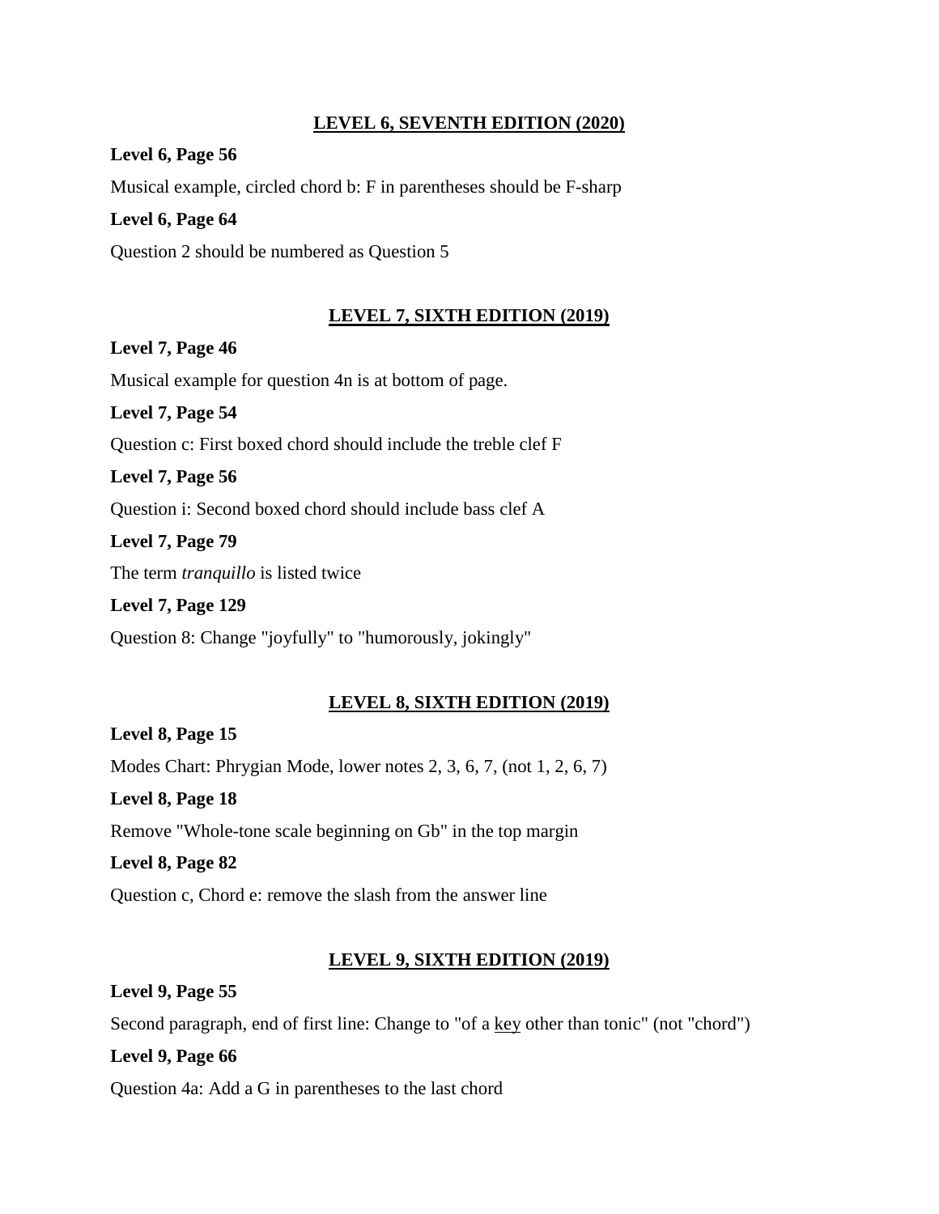## LEVEL 6, SEVENTH EDITION (2020)

**Level 6, Page 56**

Musical example, circled chord b: F in parentheses should be F-sharp

**Level 6, Page 64**

Question 2 should be numbered as Question 5

## LEVEL 7, SIXTH EDITION (2019)

**Level 7, Page 46**

Musical example for question 4n is at bottom of page.

**Level 7, Page 54**

Question c: First boxed chord should include the treble clef F

**Level 7, Page 56**

Question i: Second boxed chord should include bass clef A

**Level 7, Page 79**

The term *tranquillo* is listed twice

**Level 7, Page 129**

Question 8: Change "joyfully" to "humorously, jokingly"

## LEVEL 8, SIXTH EDITION (2019)

**Level 8, Page 15**

Modes Chart: Phrygian Mode, lower notes 2, 3, 6, 7, (not 1, 2, 6, 7)

**Level 8, Page 18**

Remove "Whole-tone scale beginning on Gb" in the top margin

**Level 8, Page 82**

Question c, Chord e: remove the slash from the answer line

## LEVEL 9, SIXTH EDITION (2019)

**Level 9, Page 55**

Second paragraph, end of first line: Change to "of a <u>key</u> other than tonic" (not "chord")

**Level 9, Page 66**

Question 4a: Add a G in parentheses to the last chord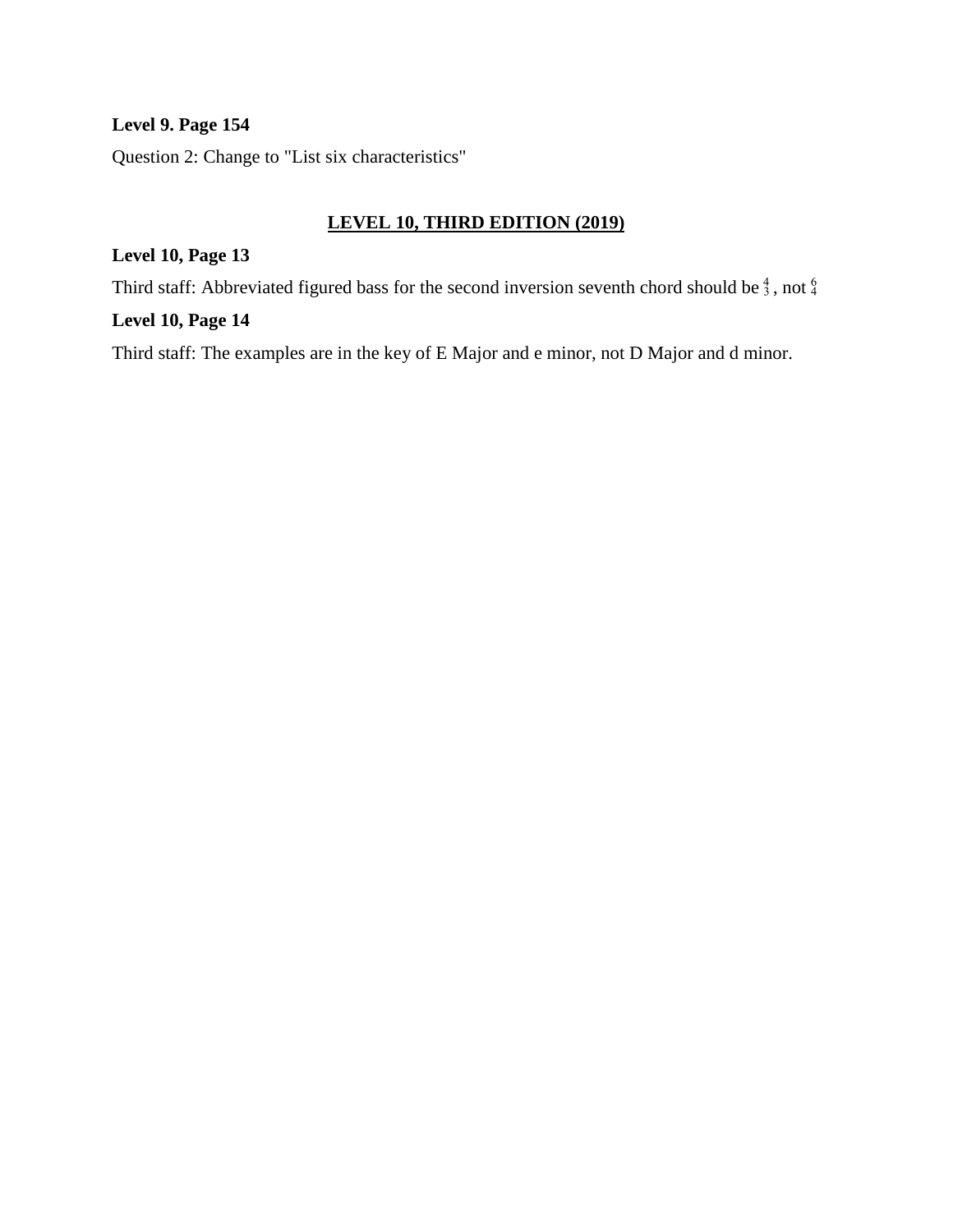**Level 9. Page 154**

Question 2: Change to "List six characteristics"

## LEVEL 10, THIRD EDITION (2019)

**Level 10, Page 13**

Third staff: Abbreviated figured bass for the second inversion seventh chord should be $\substack{4 \\ 3}$, not $\substack{6 \\ 4}$

**Level 10, Page 14**

Third staff: The examples are in the key of E Major and e minor, not D Major and d minor.